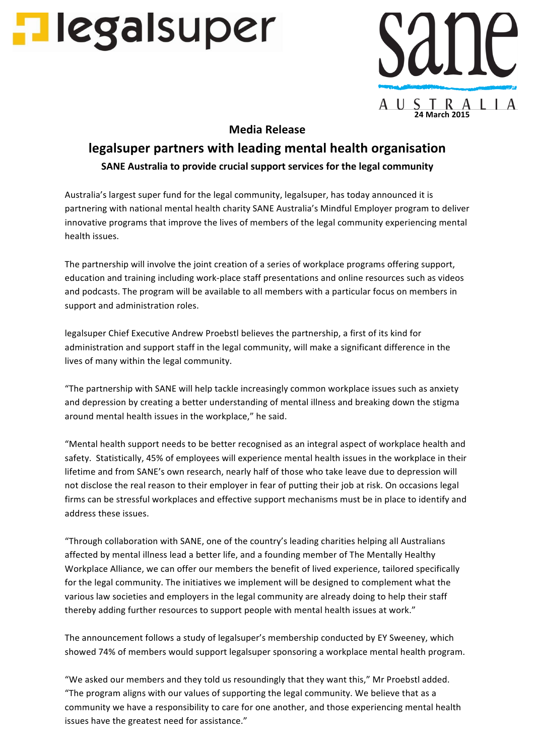legalsuper

sane AUSTRALIA

24 March 2015

**Media Release**

# legalsuper partners with leading mental health organisation

**SANE Australia to provide crucial support services for the legal community**

Australia's largest super fund for the legal community, legalsuper, has today announced it is partnering with national mental health charity SANE Australia's Mindful Employer program to deliver innovative programs that improve the lives of members of the legal community experiencing mental health issues.

The partnership will involve the joint creation of a series of workplace programs offering support, education and training including work-place staff presentations and online resources such as videos and podcasts. The program will be available to all members with a particular focus on members in support and administration roles.

legalsuper Chief Executive Andrew Proebstl believes the partnership, a first of its kind for administration and support staff in the legal community, will make a significant difference in the lives of many within the legal community.

"The partnership with SANE will help tackle increasingly common workplace issues such as anxiety and depression by creating a better understanding of mental illness and breaking down the stigma around mental health issues in the workplace," he said.

"Mental health support needs to be better recognised as an integral aspect of workplace health and safety. Statistically, 45% of employees will experience mental health issues in the workplace in their lifetime and from SANE's own research, nearly half of those who take leave due to depression will not disclose the real reason to their employer in fear of putting their job at risk. On occasions legal firms can be stressful workplaces and effective support mechanisms must be in place to identify and address these issues.

"Through collaboration with SANE, one of the country's leading charities helping all Australians affected by mental illness lead a better life, and a founding member of The Mentally Healthy Workplace Alliance, we can offer our members the benefit of lived experience, tailored specifically for the legal community. The initiatives we implement will be designed to complement what the various law societies and employers in the legal community are already doing to help their staff thereby adding further resources to support people with mental health issues at work."

The announcement follows a study of legalsuper's membership conducted by EY Sweeney, which showed 74% of members would support legalsuper sponsoring a workplace mental health program.

"We asked our members and they told us resoundingly that they want this," Mr Proebstl added. "The program aligns with our values of supporting the legal community. We believe that as a community we have a responsibility to care for one another, and those experiencing mental health issues have the greatest need for assistance."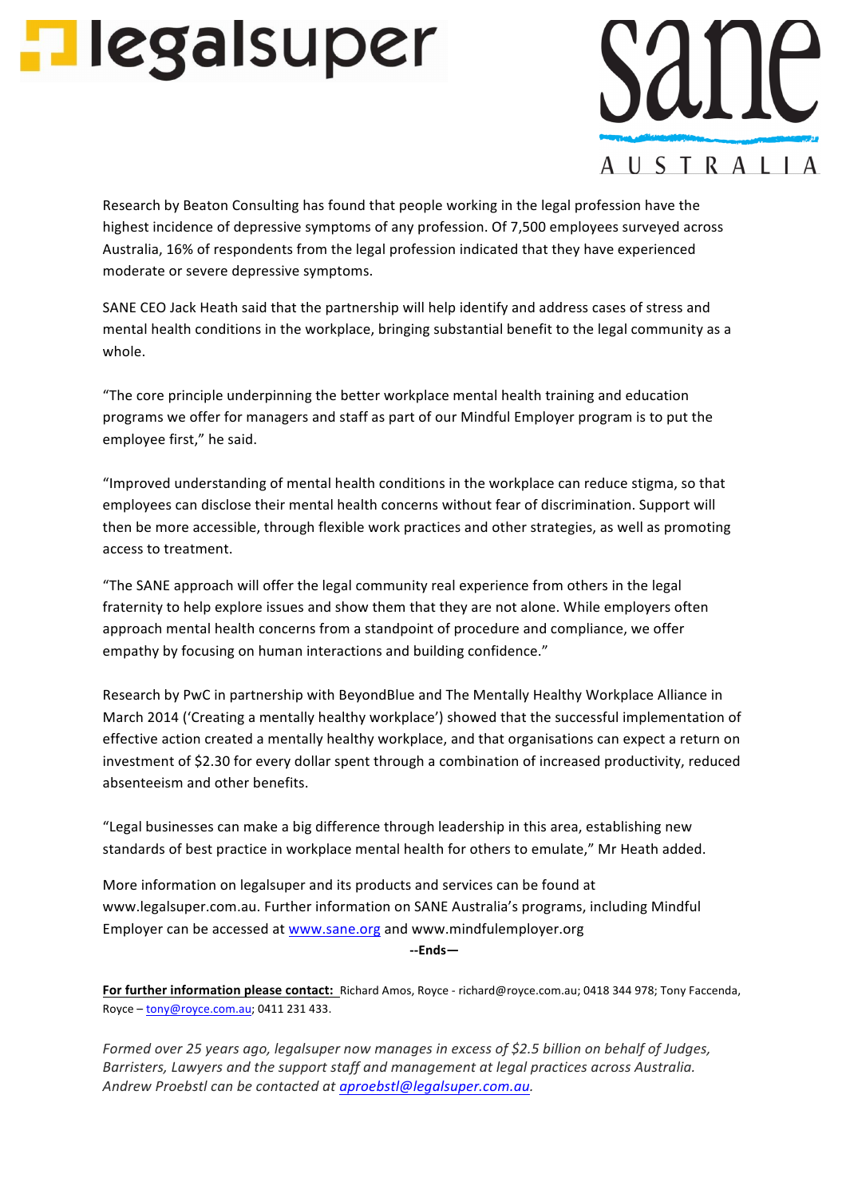Research by Beaton Consulting has found that people working in the legal profession have the highest incidence of depressive symptoms of any profession. Of 7,500 employees surveyed across Australia, 16% of respondents from the legal profession indicated that they have experienced moderate or severe depressive symptoms.

SANE CEO Jack Heath said that the partnership will help identify and address cases of stress and mental health conditions in the workplace, bringing substantial benefit to the legal community as a whole.

"The core principle underpinning the better workplace mental health training and education programs we offer for managers and staff as part of our Mindful Employer program is to put the employee first," he said.

"Improved understanding of mental health conditions in the workplace can reduce stigma, so that employees can disclose their mental health concerns without fear of discrimination. Support will then be more accessible, through flexible work practices and other strategies, as well as promoting access to treatment.

"The SANE approach will offer the legal community real experience from others in the legal fraternity to help explore issues and show them that they are not alone. While employers often approach mental health concerns from a standpoint of procedure and compliance, we offer empathy by focusing on human interactions and building confidence."

Research by PwC in partnership with BeyondBlue and The Mentally Healthy Workplace Alliance in March 2014 ('Creating a mentally healthy workplace') showed that the successful implementation of effective action created a mentally healthy workplace, and that organisations can expect a return on investment of $2.30 for every dollar spent through a combination of increased productivity, reduced absenteeism and other benefits.

"Legal businesses can make a big difference through leadership in this area, establishing new standards of best practice in workplace mental health for others to emulate," Mr Heath added.

More information on legalsuper and its products and services can be found at www.legalsuper.com.au. Further information on SANE Australia's programs, including Mindful Employer can be accessed at www.sane.org and www.mindfulemployer.org

**--Ends—**

**For further information please contact:** Richard Amos, Royce - richard@royce.com.au; 0418 344 978; Tony Faccenda, Royce – tony@royce.com.au; 0411 231 433.

*Formed over 25 years ago, legalsuper now manages in excess of $2.5 billion on behalf of Judges, Barristers, Lawyers and the support staff and management at legal practices across Australia. Andrew Proebstl can be contacted at aproebstl@legalsuper.com.au.*